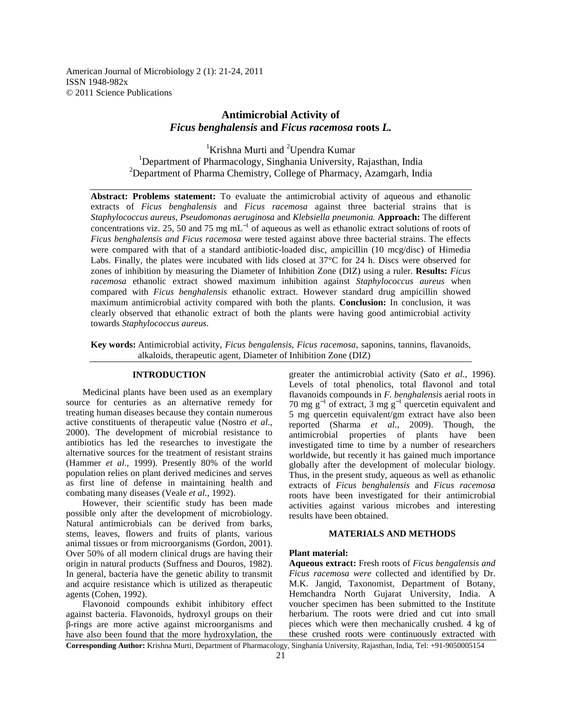# Antimicrobial Activity of *Ficus benghalensis* and *Ficus racemosa* roots *L.*

[1]Krishna Murti and [2]Upendra Kumar

[1]Department of Pharmacology, Singhania University, Rajasthan, India

[2]Department of Pharma Chemistry, College of Pharmacy, Azamgarh, India

---

**Abstract: Problems statement:** To evaluate the antimicrobial activity of aqueous and ethanolic extracts of *Ficus benghalensis* and *Ficus racemosa* against three bacterial strains that is *Staphylococcus aureus, Pseudomonas aeruginosa* and *Klebsiella pneumonia.* **Approach:** The different concentrations viz. 25, 50 and 75 mg $mL^{-1}$ of aqueous as well as ethanolic extract solutions of roots of *Ficus benghalensis and Ficus racemosa* were tested against above three bacterial strains. The effects were compared with that of a standard antibiotic-loaded disc, ampicillin (10 mcg/disc) of Himedia Labs. Finally, the plates were incubated with lids closed at 37°C for 24 h. Discs were observed for zones of inhibition by measuring the Diameter of Inhibition Zone (DIZ) using a ruler. **Results:** *Ficus racemosa* ethanolic extract showed maximum inhibition against *Staphylococcus aureus* when compared with *Ficus benghalensis* ethanolic extract. However standard drug ampicillin showed maximum antimicrobial activity compared with both the plants. **Conclusion:** In conclusion, it was clearly observed that ethanolic extract of both the plants were having good antimicrobial activity towards *Staphylococcus aureus*.

**Key words:** Antimicrobial activity, *Ficus bengalensis*, *Ficus racemosa*, saponins, tannins, flavanoids, alkaloids, therapeutic agent, Diameter of Inhibition Zone (DIZ)

---

## INTRODUCTION

Medicinal plants have been used as an exemplary source for centuries as an alternative remedy for treating human diseases because they contain numerous active constituents of therapeutic value (Nostro *et al*., 2000). The development of microbial resistance to antibiotics has led the researches to investigate the alternative sources for the treatment of resistant strains (Hammer *et al*., 1999). Presently 80% of the world population relies on plant derived medicines and serves as first line of defense in maintaining health and combating many diseases (Veale *et al*., 1992).

However, their scientific study has been made possible only after the development of microbiology. Natural antimicrobials can be derived from barks, stems, leaves, flowers and fruits of plants, various animal tissues or from microorganisms (Gordon, 2001). Over 50% of all modern clinical drugs are having their origin in natural products (Suffness and Douros, 1982). In general, bacteria have the genetic ability to transmit and acquire resistance which is utilized as therapeutic agents (Cohen, 1992).

Flavonoid compounds exhibit inhibitory effect against bacteria. Flavonoids, hydroxyl groups on their β-rings are more active against microorganisms and have also been found that the more hydroxylation, the greater the antimicrobial activity (Sato *et al*., 1996). Levels of total phenolics, total flavonol and total flavanoids compounds in *F. benghalensis* aerial roots in 70 mg $g^{-1}$ of extract, 3 mg $g^{-1}$ quercetin equivalent and 5 mg quercetin equivalent/gm extract have also been reported (Sharma *et al*., 2009). Though, the antimicrobial properties of plants have been investigated time to time by a number of researchers worldwide, but recently it has gained much importance globally after the development of molecular biology. Thus, in the present study, aqueous as well as ethanolic extracts of *Ficus benghalensis* and *Ficus racemosa* roots have been investigated for their antimicrobial activities against various microbes and interesting results have been obtained.

## MATERIALS AND METHODS

**Plant material:**

**Aqueous extract:** Fresh roots of *Ficus bengalensis and Ficus racemosa were* collected and identified by Dr. M.K. Jangid, Taxonomist, Department of Botany, Hemchandra North Gujarat University, India. A voucher specimen has been submitted to the Institute herbarium. The roots were dried and cut into small pieces which were then mechanically crushed. 4 kg of these crushed roots were continuously extracted with

---

**Corresponding Author:** Krishna Murti, Department of Pharmacology, Singhania University, Rajasthan, India, Tel: +91-9050005154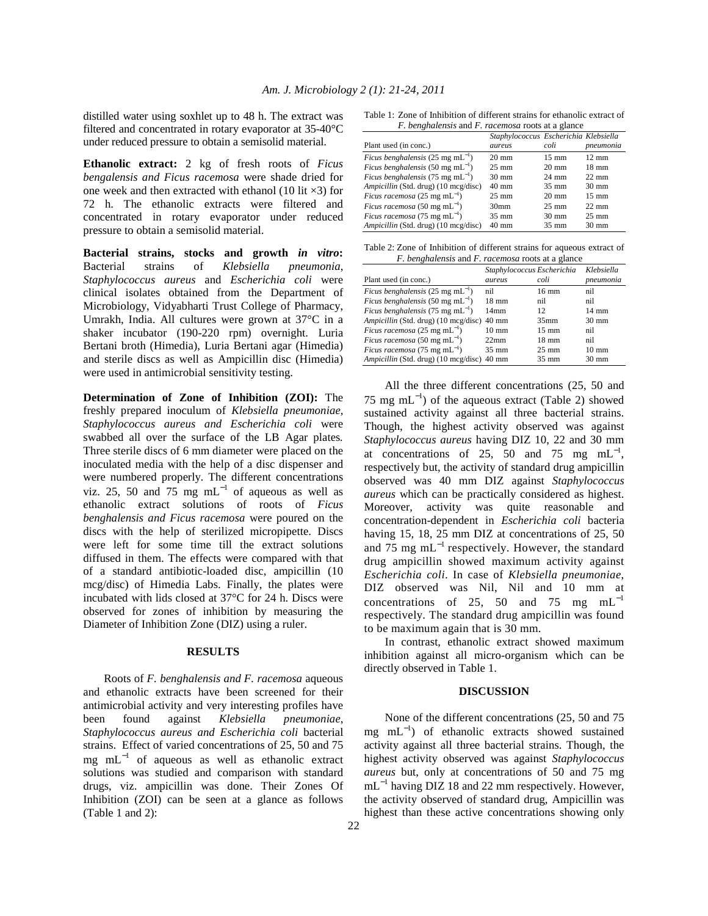distilled water using soxhlet up to 48 h. The extract was filtered and concentrated in rotary evaporator at 35-40°C under reduced pressure to obtain a semisolid material.

**Ethanolic extract:** 2 kg of fresh roots of *Ficus bengalensis and Ficus racemosa* were shade dried for one week and then extracted with ethanol (10 lit ×3) for 72 h. The ethanolic extracts were filtered and concentrated in rotary evaporator under reduced pressure to obtain a semisolid material.

**Bacterial strains, stocks and growth *in vitro*:** Bacterial strains of *Klebsiella pneumonia*, *Staphylococcus aureus* and *Escherichia coli* were clinical isolates obtained from the Department of Microbiology, Vidyabharti Trust College of Pharmacy, Umrakh, India. All cultures were grown at 37°C in a shaker incubator (190-220 rpm) overnight. Luria Bertani broth (Himedia), Luria Bertani agar (Himedia) and sterile discs as well as Ampicillin disc (Himedia) were used in antimicrobial sensitivity testing.

**Determination of Zone of Inhibition (ZOI):** The freshly prepared inoculum of *Klebsiella pneumoniae, Staphylococcus aureus and Escherichia coli* were swabbed all over the surface of the LB Agar plates. Three sterile discs of 6 mm diameter were placed on the inoculated media with the help of a disc dispenser and were numbered properly. The different concentrations viz. 25, 50 and 75 mg $mL^{-1}$ of aqueous as well as ethanolic extract solutions of roots of *Ficus benghalensis and Ficus racemosa* were poured on the discs with the help of sterilized micropipette. Discs were left for some time till the extract solutions diffused in them. The effects were compared with that of a standard antibiotic-loaded disc, ampicillin (10 mcg/disc) of Himedia Labs. Finally, the plates were incubated with lids closed at 37°C for 24 h. Discs were observed for zones of inhibition by measuring the Diameter of Inhibition Zone (DIZ) using a ruler.

## RESULTS

Roots of *F. benghalensis and F. racemosa* aqueous and ethanolic extracts have been screened for their antimicrobial activity and very interesting profiles have been found against *Klebsiella pneumoniae, Staphylococcus aureus and Escherichia coli* bacterial strains. Effect of varied concentrations of 25, 50 and 75 mg $mL^{-1}$ of aqueous as well as ethanolic extract solutions was studied and comparison with standard drugs, viz. ampicillin was done. Their Zones Of Inhibition (ZOI) can be seen at a glance as follows (Table 1 and 2):

Table 1: Zone of Inhibition of different strains for ethanolic extract of *F. benghalensis* and *F. racemosa* roots at a glance

| Plant used (in conc.) | *Staphylococcus aureus* | *Escherichia coli* | *Klebsiella pneumonia* |
|---|---|---|---|
| *Ficus benghalensis* (25 mg $mL^{-1}$) | 20 mm | 15 mm | 12 mm |
| *Ficus benghalensis* (50 mg $mL^{-1}$) | 25 mm | 20 mm | 18 mm |
| *Ficus benghalensis* (75 mg $mL^{-1}$) | 30 mm | 24 mm | 22 mm |
| *Ampicillin* (Std. drug) (10 mcg/disc) | 40 mm | 35 mm | 30 mm |
| *Ficus racemosa* (25 mg $mL^{-1}$) | 25 mm | 20 mm | 15 mm |
| *Ficus racemosa* (50 mg $mL^{-1}$) | 30mm | 25 mm | 22 mm |
| *Ficus racemosa* (75 mg $mL^{-1}$) | 35 mm | 30 mm | 25 mm |
| *Ampicillin* (Std. drug) (10 mcg/disc) | 40 mm | 35 mm | 30 mm |

Table 2: Zone of Inhibition of different strains for aqueous extract of *F. benghalensis* and *F. racemosa* roots at a glance

| Plant used (in conc.) | *Staphylococcus aureus* | *Escherichia coli* | *Klebsiella pneumonia* |
|---|---|---|---|
| *Ficus benghalensis* (25 mg $mL^{-1}$) | nil | 16 mm | nil |
| *Ficus benghalensis* (50 mg $mL^{-1}$) | 18 mm | nil | nil |
| *Ficus benghalensis* (75 mg $mL^{-1}$) | 14mm | 12 | 14 mm |
| *Ampicillin* (Std. drug) (10 mcg/disc) | 40 mm | 35mm | 30 mm |
| *Ficus racemosa* (25 mg $mL^{-1}$) | 10 mm | 15 mm | nil |
| *Ficus racemosa* (50 mg $mL^{-1}$) | 22mm | 18 mm | nil |
| *Ficus racemosa* (75 mg $mL^{-1}$) | 35 mm | 25 mm | 10 mm |
| *Ampicillin* (Std. drug) (10 mcg/disc) | 40 mm | 35 mm | 30 mm |

All the three different concentrations (25, 50 and 75 mg $mL^{-1}$) of the aqueous extract (Table 2) showed sustained activity against all three bacterial strains. Though, the highest activity observed was against *Staphylococcus aureus* having DIZ 10, 22 and 30 mm at concentrations of 25, 50 and 75 mg $mL^{-1}$, respectively but, the activity of standard drug ampicillin observed was 40 mm DIZ against *Staphylococcus aureus* which can be practically considered as highest. Moreover, activity was quite reasonable and concentration-dependent in *Escherichia coli* bacteria having 15, 18, 25 mm DIZ at concentrations of 25, 50 and 75 mg $mL^{-1}$ respectively. However, the standard drug ampicillin showed maximum activity against *Escherichia coli.* In case of *Klebsiella pneumoniae,* DIZ observed was Nil, Nil and 10 mm at concentrations of 25, 50 and 75 mg $mL^{-1}$ respectively. The standard drug ampicillin was found to be maximum again that is 30 mm.

In contrast, ethanolic extract showed maximum inhibition against all micro-organism which can be directly observed in Table 1.

## DISCUSSION

None of the different concentrations (25, 50 and 75 mg $mL^{-1}$) of ethanolic extracts showed sustained activity against all three bacterial strains. Though, the highest activity observed was against *Staphylococcus aureus* but, only at concentrations of 50 and 75 mg $mL^{-1}$ having DIZ 18 and 22 mm respectively. However, the activity observed of standard drug, Ampicillin was highest than these active concentrations showing only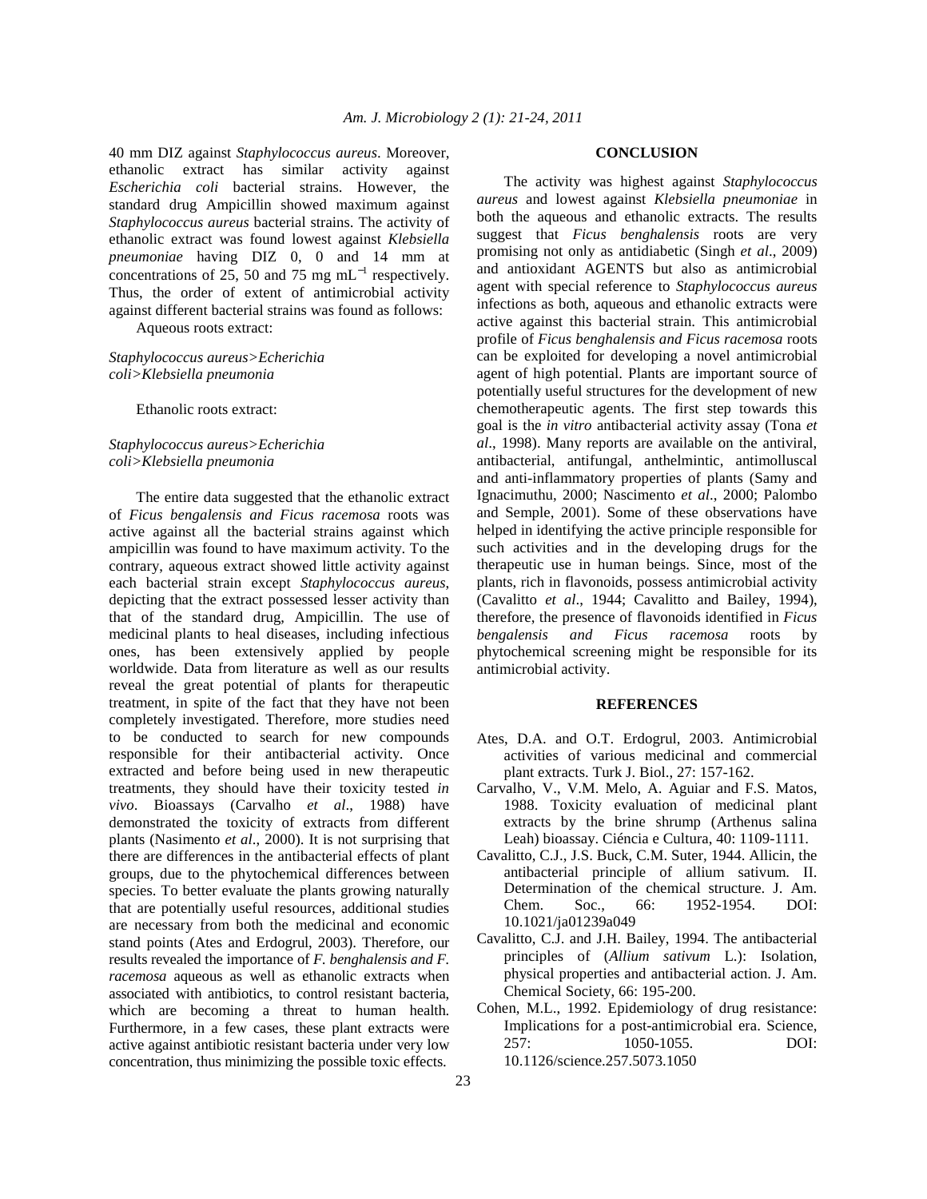40 mm DIZ against *Staphylococcus aureus*. Moreover, ethanolic extract has similar activity against *Escherichia coli* bacterial strains. However, the standard drug Ampicillin showed maximum against *Staphylococcus aureus* bacterial strains. The activity of ethanolic extract was found lowest against *Klebsiella pneumoniae* having DIZ 0, 0 and 14 mm at concentrations of 25, 50 and 75 mg $mL^{-1}$ respectively. Thus, the order of extent of antimicrobial activity against different bacterial strains was found as follows:

Aqueous roots extract:

*Staphylococcus aureus>Echerichia coli>Klebsiella pneumonia*

Ethanolic roots extract:

*Staphylococcus aureus>Echerichia coli>Klebsiella pneumonia*

The entire data suggested that the ethanolic extract of *Ficus bengalensis and Ficus racemosa* roots was active against all the bacterial strains against which ampicillin was found to have maximum activity. To the contrary, aqueous extract showed little activity against each bacterial strain except *Staphylococcus aureus*, depicting that the extract possessed lesser activity than that of the standard drug, Ampicillin. The use of medicinal plants to heal diseases, including infectious ones, has been extensively applied by people worldwide. Data from literature as well as our results reveal the great potential of plants for therapeutic treatment, in spite of the fact that they have not been completely investigated. Therefore, more studies need to be conducted to search for new compounds responsible for their antibacterial activity. Once extracted and before being used in new therapeutic treatments, they should have their toxicity tested *in vivo*. Bioassays (Carvalho *et al*., 1988) have demonstrated the toxicity of extracts from different plants (Nasimento *et al*., 2000). It is not surprising that there are differences in the antibacterial effects of plant groups, due to the phytochemical differences between species. To better evaluate the plants growing naturally that are potentially useful resources, additional studies are necessary from both the medicinal and economic stand points (Ates and Erdogrul, 2003). Therefore, our results revealed the importance of *F. benghalensis and F. racemosa* aqueous as well as ethanolic extracts when associated with antibiotics, to control resistant bacteria, which are becoming a threat to human health. Furthermore, in a few cases, these plant extracts were active against antibiotic resistant bacteria under very low concentration, thus minimizing the possible toxic effects.

## CONCLUSION

The activity was highest against *Staphylococcus aureus* and lowest against *Klebsiella pneumoniae* in both the aqueous and ethanolic extracts. The results suggest that *Ficus benghalensis* roots are very promising not only as antidiabetic (Singh *et al*., 2009) and antioxidant AGENTS but also as antimicrobial agent with special reference to *Staphylococcus aureus* infections as both, aqueous and ethanolic extracts were active against this bacterial strain. This antimicrobial profile of *Ficus benghalensis and Ficus racemosa* roots can be exploited for developing a novel antimicrobial agent of high potential. Plants are important source of potentially useful structures for the development of new chemotherapeutic agents. The first step towards this goal is the *in vitro* antibacterial activity assay (Tona *et al*., 1998). Many reports are available on the antiviral, antibacterial, antifungal, anthelmintic, antimolluscal and anti-inflammatory properties of plants (Samy and Ignacimuthu, 2000; Nascimento *et al*., 2000; Palombo and Semple, 2001). Some of these observations have helped in identifying the active principle responsible for such activities and in the developing drugs for the therapeutic use in human beings. Since, most of the plants, rich in flavonoids, possess antimicrobial activity (Cavalitto *et al*., 1944; Cavalitto and Bailey, 1994), therefore, the presence of flavonoids identified in *Ficus bengalensis and Ficus racemosa* roots by phytochemical screening might be responsible for its antimicrobial activity.

## REFERENCES

Ates, D.A. and O.T. Erdogrul, 2003. Antimicrobial activities of various medicinal and commercial plant extracts. Turk J. Biol., 27: 157-162.

Carvalho, V., V.M. Melo, A. Aguiar and F.S. Matos, 1988. Toxicity evaluation of medicinal plant extracts by the brine shrump (Arthenus salina Leah) bioassay. Ciéncia e Cultura, 40: 1109-1111.

Cavalitto, C.J., J.S. Buck, C.M. Suter, 1944. Allicin, the antibacterial principle of allium sativum. II. Determination of the chemical structure. J. Am. Chem. Soc., 66: 1952-1954. DOI: 10.1021/ja01239a049

Cavalitto, C.J. and J.H. Bailey, 1994. The antibacterial principles of (*Allium sativum* L.): Isolation, physical properties and antibacterial action. J. Am. Chemical Society, 66: 195-200.

Cohen, M.L., 1992. Epidemiology of drug resistance: Implications for a post-antimicrobial era. Science, 257: 1050-1055. DOI: 10.1126/science.257.5073.1050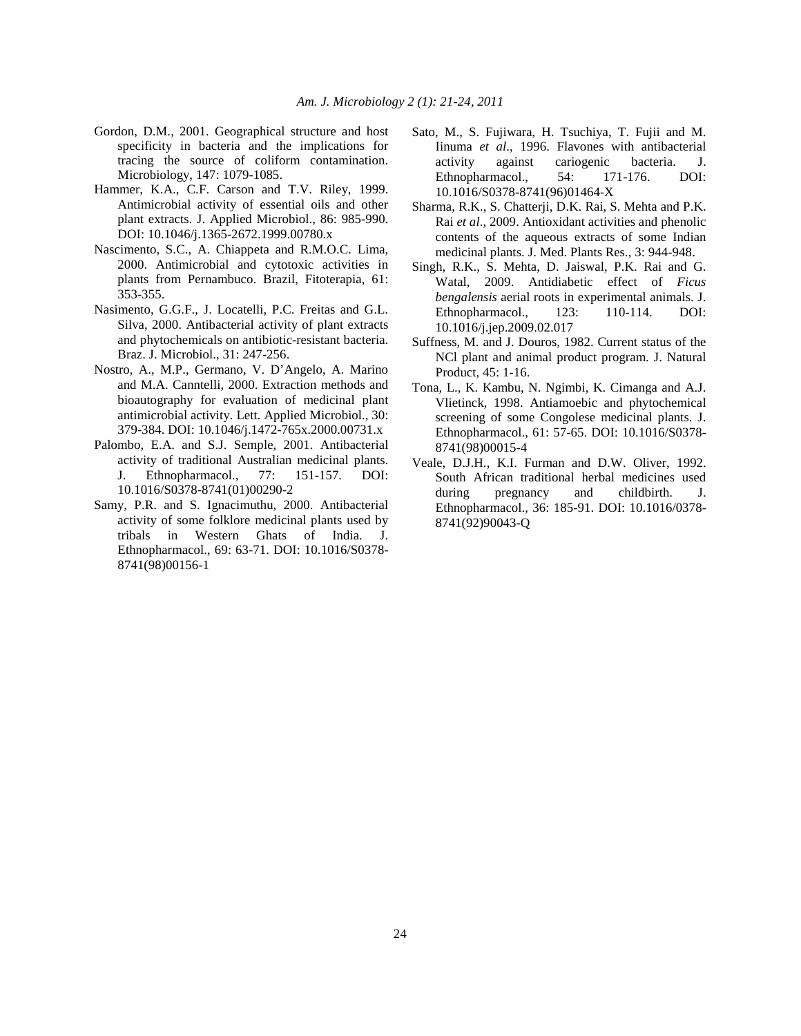Gordon, D.M., 2001. Geographical structure and host specificity in bacteria and the implications for tracing the source of coliform contamination. Microbiology, 147: 1079-1085.

Hammer, K.A., C.F. Carson and T.V. Riley, 1999. Antimicrobial activity of essential oils and other plant extracts. J. Applied Microbiol., 86: 985-990. DOI: 10.1046/j.1365-2672.1999.00780.x

Nascimento, S.C., A. Chiappeta and R.M.O.C. Lima, 2000. Antimicrobial and cytotoxic activities in plants from Pernambuco. Brazil, Fitoterapia, 61: 353-355.

Nasimento, G.G.F., J. Locatelli, P.C. Freitas and G.L. Silva, 2000. Antibacterial activity of plant extracts and phytochemicals on antibiotic-resistant bacteria. Braz. J. Microbiol., 31: 247-256.

Nostro, A., M.P., Germano, V. D'Angelo, A. Marino and M.A. Canntelli, 2000. Extraction methods and bioautography for evaluation of medicinal plant antimicrobial activity. Lett. Applied Microbiol., 30: 379-384. DOI: 10.1046/j.1472-765x.2000.00731.x

Palombo, E.A. and S.J. Semple, 2001. Antibacterial activity of traditional Australian medicinal plants. J. Ethnopharmacol., 77: 151-157. DOI: 10.1016/S0378-8741(01)00290-2

Samy, P.R. and S. Ignacimuthu, 2000. Antibacterial activity of some folklore medicinal plants used by tribals in Western Ghats of India. J. Ethnopharmacol., 69: 63-71. DOI: 10.1016/S0378-8741(98)00156-1

Sato, M., S. Fujiwara, H. Tsuchiya, T. Fujii and M. Iinuma *et al*., 1996. Flavones with antibacterial activity against cariogenic bacteria. J. Ethnopharmacol., 54: 171-176. DOI: 10.1016/S0378-8741(96)01464-X

Sharma, R.K., S. Chatterji, D.K. Rai, S. Mehta and P.K. Rai *et al*., 2009. Antioxidant activities and phenolic contents of the aqueous extracts of some Indian medicinal plants. J. Med. Plants Res., 3: 944-948.

Singh, R.K., S. Mehta, D. Jaiswal, P.K. Rai and G. Watal, 2009. Antidiabetic effect of *Ficus bengalensis* aerial roots in experimental animals. J. Ethnopharmacol., 123: 110-114. DOI: 10.1016/j.jep.2009.02.017

Suffness, M. and J. Douros, 1982. Current status of the NCl plant and animal product program. J. Natural Product, 45: 1-16.

Tona, L., K. Kambu, N. Ngimbi, K. Cimanga and A.J. Vlietinck, 1998. Antiamoebic and phytochemical screening of some Congolese medicinal plants. J. Ethnopharmacol., 61: 57-65. DOI: 10.1016/S0378-8741(98)00015-4

Veale, D.J.H., K.I. Furman and D.W. Oliver, 1992. South African traditional herbal medicines used during pregnancy and childbirth. J. Ethnopharmacol., 36: 185-91. DOI: 10.1016/0378-8741(92)90043-Q